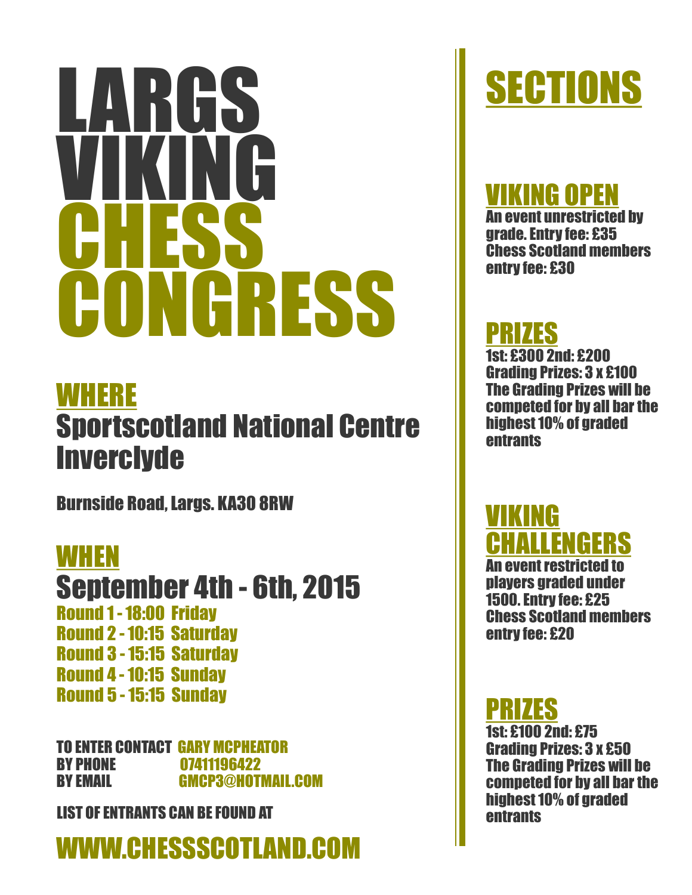# LARGS VIKING CHESS CONGRESS

## WHERE

Sportscotland National Centre Inverclyde

Burnside Road, Largs. KA30 8RW

## WHEN

September 4th - 6th, 2015

Round 1 - 18:00 Friday
Round 2 - 10:15 Saturday
Round 3 - 15:15 Saturday
Round 4 - 10:15 Sunday
Round 5 - 15:15 Sunday

TO ENTER CONTACT GARY MCPHEATOR
BY PHONE 07411196422
BY EMAIL GMCP3@HOTMAIL.COM

LIST OF ENTRANTS CAN BE FOUND AT

WWW.CHESSSCOTLAND.COM

## SECTIONS

### VIKING OPEN

An event unrestricted by grade. Entry fee: £35
Chess Scotland members entry fee: £30

### PRIZES

1st: £300 2nd: £200
Grading Prizes: 3 x £100
The Grading Prizes will be competed for by all bar the highest 10% of graded entrants

### VIKING CHALLENGERS

An event restricted to players graded under 1500. Entry fee: £25
Chess Scotland members entry fee: £20

### PRIZES

1st: £100 2nd: £75
Grading Prizes: 3 x £50
The Grading Prizes will be competed for by all bar the highest 10% of graded entrants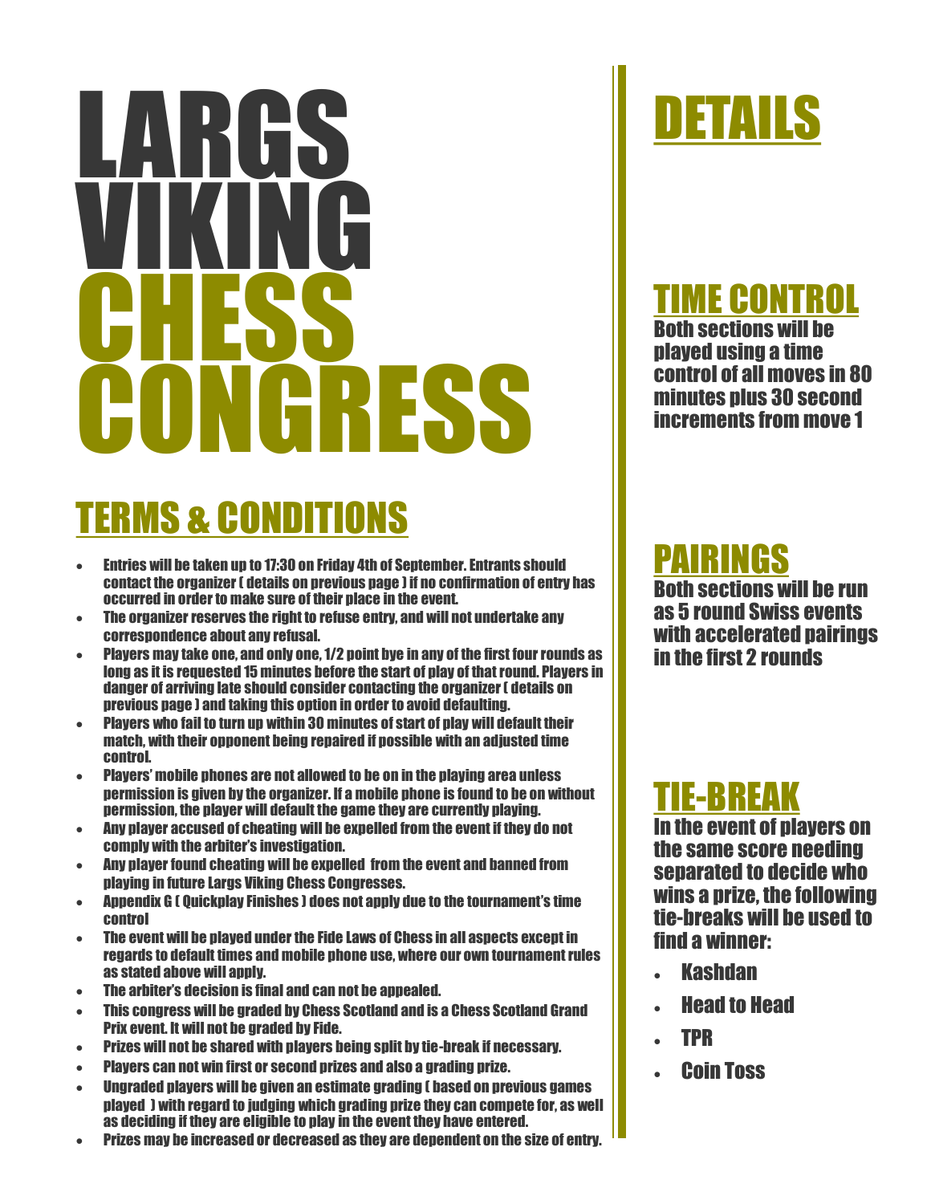# LARGS VIKING CHESS CONGRESS

## TERMS & CONDITIONS

- Entries will be taken up to 17:30 on Friday 4th of September. Entrants should contact the organizer ( details on previous page ) if no confirmation of entry has occurred in order to make sure of their place in the event.
- The organizer reserves the right to refuse entry, and will not undertake any correspondence about any refusal.
- Players may take one, and only one, 1/2 point bye in any of the first four rounds as long as it is requested 15 minutes before the start of play of that round. Players in danger of arriving late should consider contacting the organizer ( details on previous page ) and taking this option in order to avoid defaulting.
- Players who fail to turn up within 30 minutes of start of play will default their match, with their opponent being repaired if possible with an adjusted time control.
- Players' mobile phones are not allowed to be on in the playing area unless permission is given by the organizer. If a mobile phone is found to be on without permission, the player will default the game they are currently playing.
- Any player accused of cheating will be expelled from the event if they do not comply with the arbiter's investigation.
- Any player found cheating will be expelled from the event and banned from playing in future Largs Viking Chess Congresses.
- Appendix G ( Quickplay Finishes ) does not apply due to the tournament's time control
- The event will be played under the Fide Laws of Chess in all aspects except in regards to default times and mobile phone use, where our own tournament rules as stated above will apply.
- The arbiter's decision is final and can not be appealed.
- This congress will be graded by Chess Scotland and is a Chess Scotland Grand Prix event. It will not be graded by Fide.
- Prizes will not be shared with players being split by tie-break if necessary.
- Players can not win first or second prizes and also a grading prize.
- Ungraded players will be given an estimate grading ( based on previous games played ) with regard to judging which grading prize they can compete for, as well as deciding if they are eligible to play in the event they have entered.
- Prizes may be increased or decreased as they are dependent on the size of entry.

# DETAILS

## TIME CONTROL

Both sections will be played using a time control of all moves in 80 minutes plus 30 second increments from move 1

## PAIRINGS

Both sections will be run as 5 round Swiss events with accelerated pairings in the first 2 rounds

## TIE-BREAK

In the event of players on the same score needing separated to decide who wins a prize, the following tie-breaks will be used to find a winner:

- Kashdan
- Head to Head
- TPR
- Coin Toss